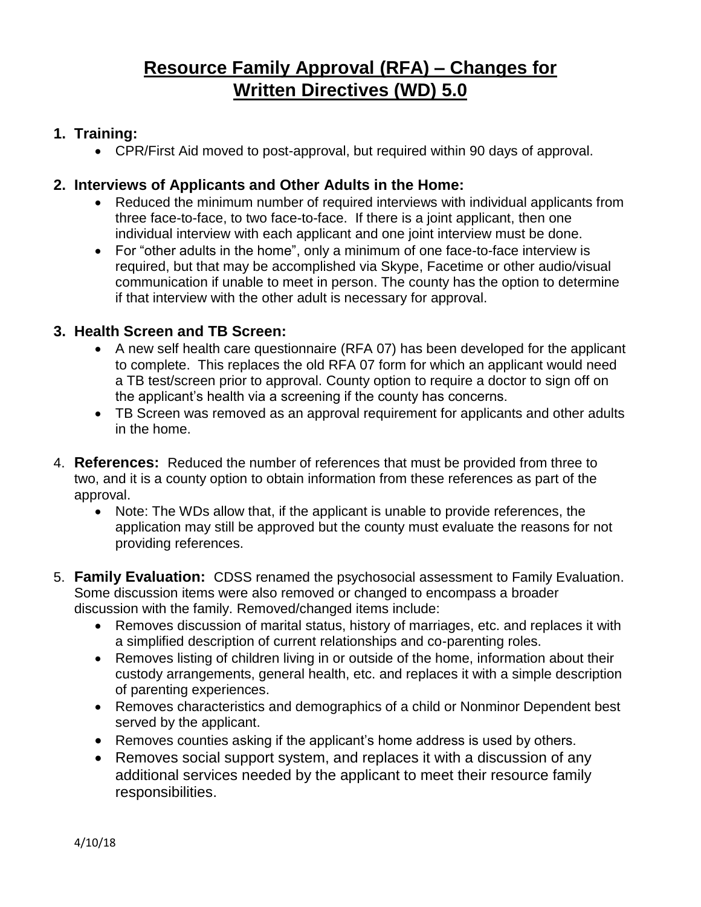# Resource Family Approval (RFA) – Changes for Written Directives (WD) 5.0

1. **Training:**
   - CPR/First Aid moved to post-approval, but required within 90 days of approval.

2. **Interviews of Applicants and Other Adults in the Home:**
   - Reduced the minimum number of required interviews with individual applicants from three face-to-face, to two face-to-face. If there is a joint applicant, then one individual interview with each applicant and one joint interview must be done.
   - For "other adults in the home", only a minimum of one face-to-face interview is required, but that may be accomplished via Skype, Facetime or other audio/visual communication if unable to meet in person. The county has the option to determine if that interview with the other adult is necessary for approval.

3. **Health Screen and TB Screen:**
   - A new self health care questionnaire (RFA 07) has been developed for the applicant to complete. This replaces the old RFA 07 form for which an applicant would need a TB test/screen prior to approval. County option to require a doctor to sign off on the applicant's health via a screening if the county has concerns.
   - TB Screen was removed as an approval requirement for applicants and other adults in the home.

4. **References:** Reduced the number of references that must be provided from three to two, and it is a county option to obtain information from these references as part of the approval.
   - Note: The WDs allow that, if the applicant is unable to provide references, the application may still be approved but the county must evaluate the reasons for not providing references.

5. **Family Evaluation:** CDSS renamed the psychosocial assessment to Family Evaluation. Some discussion items were also removed or changed to encompass a broader discussion with the family. Removed/changed items include:
   - Removes discussion of marital status, history of marriages, etc. and replaces it with a simplified description of current relationships and co-parenting roles.
   - Removes listing of children living in or outside of the home, information about their custody arrangements, general health, etc. and replaces it with a simple description of parenting experiences.
   - Removes characteristics and demographics of a child or Nonminor Dependent best served by the applicant.
   - Removes counties asking if the applicant's home address is used by others.
   - Removes social support system, and replaces it with a discussion of any additional services needed by the applicant to meet their resource family responsibilities.

4/10/18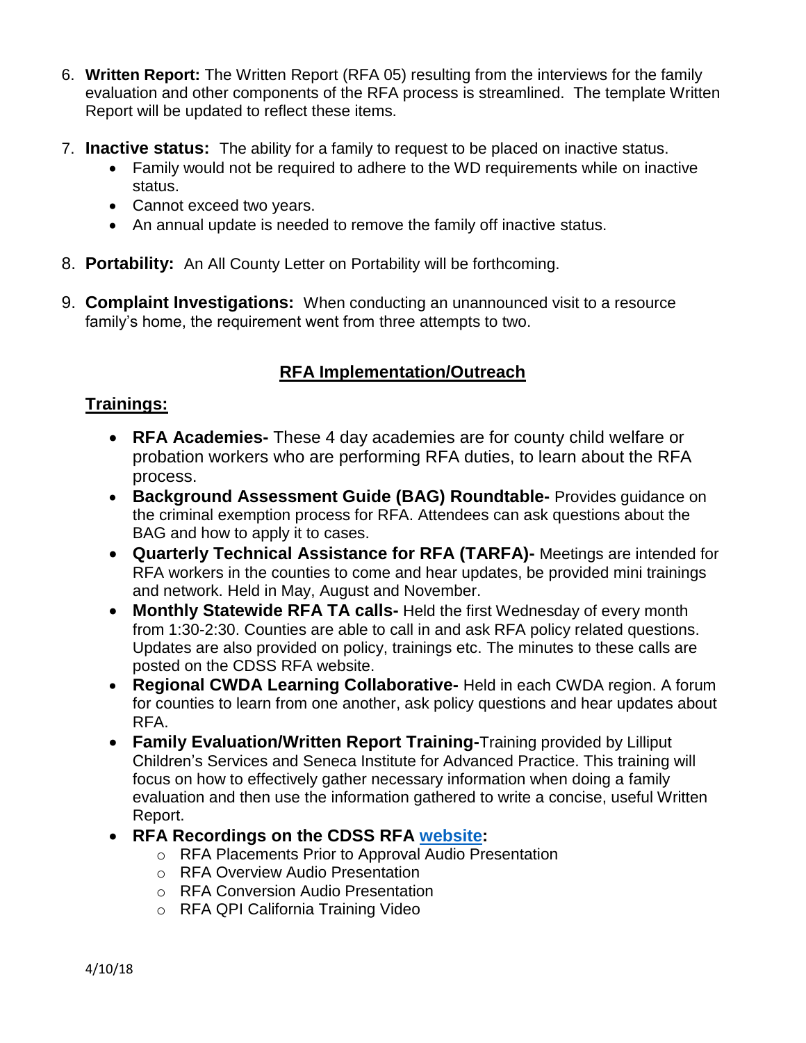6. **Written Report:** The Written Report (RFA 05) resulting from the interviews for the family evaluation and other components of the RFA process is streamlined. The template Written Report will be updated to reflect these items.

7. **Inactive status:** The ability for a family to request to be placed on inactive status.
   - Family would not be required to adhere to the WD requirements while on inactive status.
   - Cannot exceed two years.
   - An annual update is needed to remove the family off inactive status.

8. **Portability:** An All County Letter on Portability will be forthcoming.

9. **Complaint Investigations:** When conducting an unannounced visit to a resource family's home, the requirement went from three attempts to two.

## RFA Implementation/Outreach

### Trainings:

- **RFA Academies-** These 4 day academies are for county child welfare or probation workers who are performing RFA duties, to learn about the RFA process.
- **Background Assessment Guide (BAG) Roundtable-** Provides guidance on the criminal exemption process for RFA. Attendees can ask questions about the BAG and how to apply it to cases.
- **Quarterly Technical Assistance for RFA (TARFA)-** Meetings are intended for RFA workers in the counties to come and hear updates, be provided mini trainings and network. Held in May, August and November.
- **Monthly Statewide RFA TA calls-** Held the first Wednesday of every month from 1:30-2:30. Counties are able to call in and ask RFA policy related questions. Updates are also provided on policy, trainings etc. The minutes to these calls are posted on the CDSS RFA website.
- **Regional CWDA Learning Collaborative-** Held in each CWDA region. A forum for counties to learn from one another, ask policy questions and hear updates about RFA.
- **Family Evaluation/Written Report Training-**Training provided by Lilliput Children's Services and Seneca Institute for Advanced Practice. This training will focus on how to effectively gather necessary information when doing a family evaluation and then use the information gathered to write a concise, useful Written Report.
- **RFA Recordings on the CDSS RFA website:**
  - RFA Placements Prior to Approval Audio Presentation
  - RFA Overview Audio Presentation
  - RFA Conversion Audio Presentation
  - RFA QPI California Training Video

4/10/18